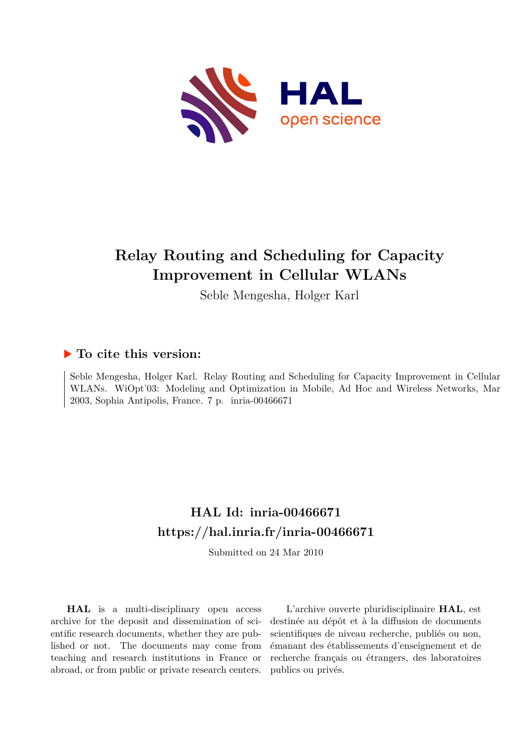# Relay Routing and Scheduling for Capacity Improvement in Cellular WLANs

Seble Mengesha, Holger Karl

## ▶ To cite this version:

Seble Mengesha, Holger Karl. Relay Routing and Scheduling for Capacity Improvement in Cellular WLANs. WiOpt'03: Modeling and Optimization in Mobile, Ad Hoc and Wireless Networks, Mar 2003, Sophia Antipolis, France. 7 p. inria-00466671

## HAL Id: inria-00466671
## https://hal.inria.fr/inria-00466671

Submitted on 24 Mar 2010

**HAL** is a multi-disciplinary open access archive for the deposit and dissemination of scientific research documents, whether they are published or not. The documents may come from teaching and research institutions in France or abroad, or from public or private research centers.

L'archive ouverte pluridisciplinaire **HAL**, est destinée au dépôt et à la diffusion de documents scientifiques de niveau recherche, publiés ou non, émanant des établissements d'enseignement et de recherche français ou étrangers, des laboratoires publics ou privés.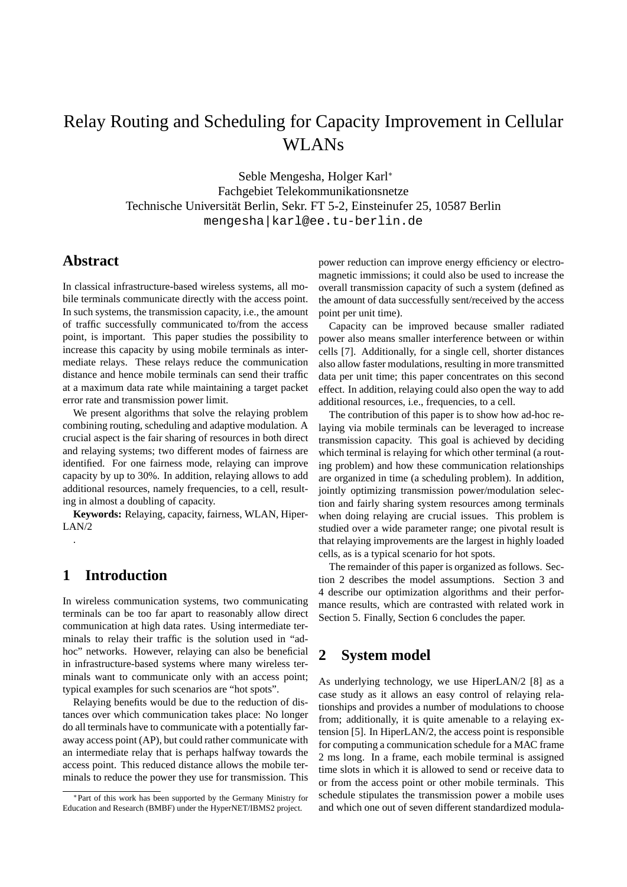# Relay Routing and Scheduling for Capacity Improvement in Cellular WLANs

Seble Mengesha, Holger Karl*
Fachgebiet Telekommunikationsnetze
Technische Universität Berlin, Sekr. FT 5-2, Einsteinufer 25, 10587 Berlin
`mengesha|karl@ee.tu-berlin.de`

## Abstract

In classical infrastructure-based wireless systems, all mobile terminals communicate directly with the access point. In such systems, the transmission capacity, i.e., the amount of traffic successfully communicated to/from the access point, is important. This paper studies the possibility to increase this capacity by using mobile terminals as intermediate relays. These relays reduce the communication distance and hence mobile terminals can send their traffic at a maximum data rate while maintaining a target packet error rate and transmission power limit.

We present algorithms that solve the relaying problem combining routing, scheduling and adaptive modulation. A crucial aspect is the fair sharing of resources in both direct and relaying systems; two different modes of fairness are identified. For one fairness mode, relaying can improve capacity by up to 30%. In addition, relaying allows to add additional resources, namely frequencies, to a cell, resulting in almost a doubling of capacity.

**Keywords:** Relaying, capacity, fairness, WLAN, HiperLAN/2

.

## 1 Introduction

In wireless communication systems, two communicating terminals can be too far apart to reasonably allow direct communication at high data rates. Using intermediate terminals to relay their traffic is the solution used in "ad-hoc" networks. However, relaying can also be beneficial in infrastructure-based systems where many wireless terminals want to communicate only with an access point; typical examples for such scenarios are "hot spots".

Relaying benefits would be due to the reduction of distances over which communication takes place: No longer do all terminals have to communicate with a potentially faraway access point (AP), but could rather communicate with an intermediate relay that is perhaps halfway towards the access point. This reduced distance allows the mobile terminals to reduce the power they use for transmission. This power reduction can improve energy efficiency or electromagnetic immissions; it could also be used to increase the overall transmission capacity of such a system (defined as the amount of data successfully sent/received by the access point per unit time).

Capacity can be improved because smaller radiated power also means smaller interference between or within cells [7]. Additionally, for a single cell, shorter distances also allow faster modulations, resulting in more transmitted data per unit time; this paper concentrates on this second effect. In addition, relaying could also open the way to add additional resources, i.e., frequencies, to a cell.

The contribution of this paper is to show how ad-hoc relaying via mobile terminals can be leveraged to increase transmission capacity. This goal is achieved by deciding which terminal is relaying for which other terminal (a routing problem) and how these communication relationships are organized in time (a scheduling problem). In addition, jointly optimizing transmission power/modulation selection and fairly sharing system resources among terminals when doing relaying are crucial issues. This problem is studied over a wide parameter range; one pivotal result is that relaying improvements are the largest in highly loaded cells, as is a typical scenario for hot spots.

The remainder of this paper is organized as follows. Section 2 describes the model assumptions. Section 3 and 4 describe our optimization algorithms and their performance results, which are contrasted with related work in Section 5. Finally, Section 6 concludes the paper.

## 2 System model

As underlying technology, we use HiperLAN/2 [8] as a case study as it allows an easy control of relaying relationships and provides a number of modulations to choose from; additionally, it is quite amenable to a relaying extension [5]. In HiperLAN/2, the access point is responsible for computing a communication schedule for a MAC frame 2 ms long. In a frame, each mobile terminal is assigned time slots in which it is allowed to send or receive data to or from the access point or other mobile terminals. This schedule stipulates the transmission power a mobile uses and which one out of seven different standardized modula-

*Part of this work has been supported by the Germany Ministry for Education and Research (BMBF) under the HyperNET/IBMS2 project.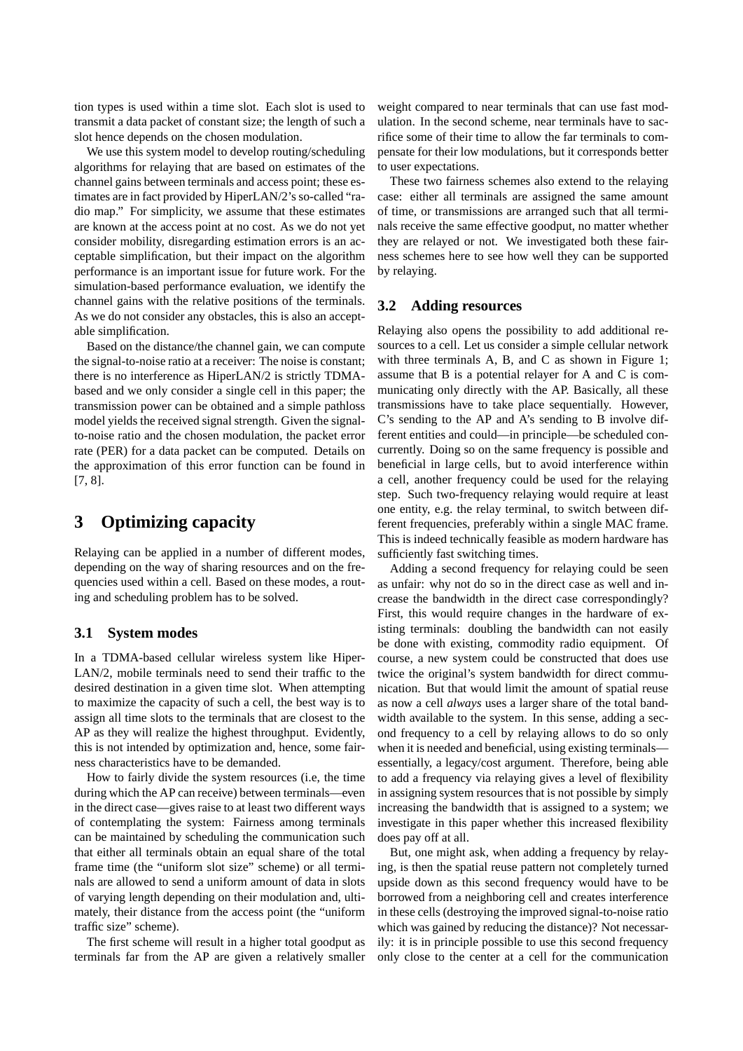tion types is used within a time slot. Each slot is used to transmit a data packet of constant size; the length of such a slot hence depends on the chosen modulation.

We use this system model to develop routing/scheduling algorithms for relaying that are based on estimates of the channel gains between terminals and access point; these estimates are in fact provided by HiperLAN/2's so-called "radio map." For simplicity, we assume that these estimates are known at the access point at no cost. As we do not yet consider mobility, disregarding estimation errors is an acceptable simplification, but their impact on the algorithm performance is an important issue for future work. For the simulation-based performance evaluation, we identify the channel gains with the relative positions of the terminals. As we do not consider any obstacles, this is also an acceptable simplification.

Based on the distance/the channel gain, we can compute the signal-to-noise ratio at a receiver: The noise is constant; there is no interference as HiperLAN/2 is strictly TDMA-based and we only consider a single cell in this paper; the transmission power can be obtained and a simple pathloss model yields the received signal strength. Given the signal-to-noise ratio and the chosen modulation, the packet error rate (PER) for a data packet can be computed. Details on the approximation of this error function can be found in [7, 8].

# 3 Optimizing capacity

Relaying can be applied in a number of different modes, depending on the way of sharing resources and on the frequencies used within a cell. Based on these modes, a routing and scheduling problem has to be solved.

## 3.1 System modes

In a TDMA-based cellular wireless system like HiperLAN/2, mobile terminals need to send their traffic to the desired destination in a given time slot. When attempting to maximize the capacity of such a cell, the best way is to assign all time slots to the terminals that are closest to the AP as they will realize the highest throughput. Evidently, this is not intended by optimization and, hence, some fairness characteristics have to be demanded.

How to fairly divide the system resources (i.e, the time during which the AP can receive) between terminals—even in the direct case—gives raise to at least two different ways of contemplating the system: Fairness among terminals can be maintained by scheduling the communication such that either all terminals obtain an equal share of the total frame time (the "uniform slot size" scheme) or all terminals are allowed to send a uniform amount of data in slots of varying length depending on their modulation and, ultimately, their distance from the access point (the "uniform traffic size" scheme).

The first scheme will result in a higher total goodput as terminals far from the AP are given a relatively smaller weight compared to near terminals that can use fast modulation. In the second scheme, near terminals have to sacrifice some of their time to allow the far terminals to compensate for their low modulations, but it corresponds better to user expectations.

These two fairness schemes also extend to the relaying case: either all terminals are assigned the same amount of time, or transmissions are arranged such that all terminals receive the same effective goodput, no matter whether they are relayed or not. We investigated both these fairness schemes here to see how well they can be supported by relaying.

## 3.2 Adding resources

Relaying also opens the possibility to add additional resources to a cell. Let us consider a simple cellular network with three terminals A, B, and C as shown in Figure 1; assume that B is a potential relayer for A and C is communicating only directly with the AP. Basically, all these transmissions have to take place sequentially. However, C's sending to the AP and A's sending to B involve different entities and could—in principle—be scheduled concurrently. Doing so on the same frequency is possible and beneficial in large cells, but to avoid interference within a cell, another frequency could be used for the relaying step. Such two-frequency relaying would require at least one entity, e.g. the relay terminal, to switch between different frequencies, preferably within a single MAC frame. This is indeed technically feasible as modern hardware has sufficiently fast switching times.

Adding a second frequency for relaying could be seen as unfair: why not do so in the direct case as well and increase the bandwidth in the direct case correspondingly? First, this would require changes in the hardware of existing terminals: doubling the bandwidth can not easily be done with existing, commodity radio equipment. Of course, a new system could be constructed that does use twice the original's system bandwidth for direct communication. But that would limit the amount of spatial reuse as now a cell *always* uses a larger share of the total bandwidth available to the system. In this sense, adding a second frequency to a cell by relaying allows to do so only when it is needed and beneficial, using existing terminals—essentially, a legacy/cost argument. Therefore, being able to add a frequency via relaying gives a level of flexibility in assigning system resources that is not possible by simply increasing the bandwidth that is assigned to a system; we investigate in this paper whether this increased flexibility does pay off at all.

But, one might ask, when adding a frequency by relaying, is then the spatial reuse pattern not completely turned upside down as this second frequency would have to be borrowed from a neighboring cell and creates interference in these cells (destroying the improved signal-to-noise ratio which was gained by reducing the distance)? Not necessarily: it is in principle possible to use this second frequency only close to the center at a cell for the communication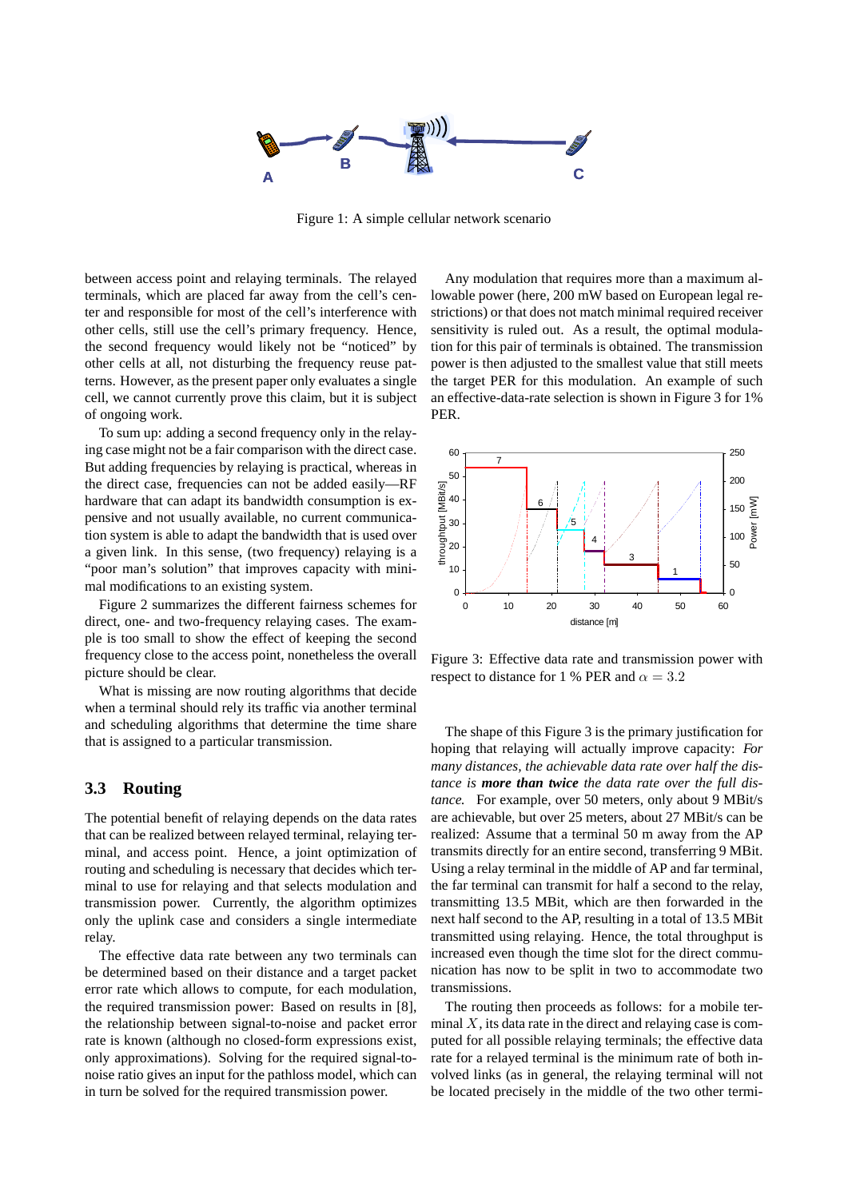Figure 1: A simple cellular network scenario

between access point and relaying terminals. The relayed terminals, which are placed far away from the cell's center and responsible for most of the cell's interference with other cells, still use the cell's primary frequency. Hence, the second frequency would likely not be "noticed" by other cells at all, not disturbing the frequency reuse patterns. However, as the present paper only evaluates a single cell, we cannot currently prove this claim, but it is subject of ongoing work.

To sum up: adding a second frequency only in the relaying case might not be a fair comparison with the direct case. But adding frequencies by relaying is practical, whereas in the direct case, frequencies can not be added easily—RF hardware that can adapt its bandwidth consumption is expensive and not usually available, no current communication system is able to adapt the bandwidth that is used over a given link. In this sense, (two frequency) relaying is a "poor man's solution" that improves capacity with minimal modifications to an existing system.

Figure 2 summarizes the different fairness schemes for direct, one- and two-frequency relaying cases. The example is too small to show the effect of keeping the second frequency close to the access point, nonetheless the overall picture should be clear.

What is missing are now routing algorithms that decide when a terminal should rely its traffic via another terminal and scheduling algorithms that determine the time share that is assigned to a particular transmission.

### 3.3 Routing

The potential benefit of relaying depends on the data rates that can be realized between relayed terminal, relaying terminal, and access point. Hence, a joint optimization of routing and scheduling is necessary that decides which terminal to use for relaying and that selects modulation and transmission power. Currently, the algorithm optimizes only the uplink case and considers a single intermediate relay.

The effective data rate between any two terminals can be determined based on their distance and a target packet error rate which allows to compute, for each modulation, the required transmission power: Based on results in [8], the relationship between signal-to-noise and packet error rate is known (although no closed-form expressions exist, only approximations). Solving for the required signal-to-noise ratio gives an input for the pathloss model, which can in turn be solved for the required transmission power.

Any modulation that requires more than a maximum allowable power (here, 200 mW based on European legal restrictions) or that does not match minimal required receiver sensitivity is ruled out. As a result, the optimal modulation for this pair of terminals is obtained. The transmission power is then adjusted to the smallest value that still meets the target PER for this modulation. An example of such an effective-data-rate selection is shown in Figure 3 for 1% PER.

Figure 3: Effective data rate and transmission power with respect to distance for 1 % PER and $\alpha = 3.2$

The shape of this Figure 3 is the primary justification for hoping that relaying will actually improve capacity: *For many distances, the achievable data rate over half the distance is **more than twice** the data rate over the full distance.* For example, over 50 meters, only about 9 MBit/s are achievable, but over 25 meters, about 27 MBit/s can be realized: Assume that a terminal 50 m away from the AP transmits directly for an entire second, transferring 9 MBit. Using a relay terminal in the middle of AP and far terminal, the far terminal can transmit for half a second to the relay, transmitting 13.5 MBit, which are then forwarded in the next half second to the AP, resulting in a total of 13.5 MBit transmitted using relaying. Hence, the total throughput is increased even though the time slot for the direct communication has now to be split in two to accommodate two transmissions.

The routing then proceeds as follows: for a mobile terminal $X$, its data rate in the direct and relaying case is computed for all possible relaying terminals; the effective data rate for a relayed terminal is the minimum rate of both involved links (as in general, the relaying terminal will not be located precisely in the middle of the two other termi-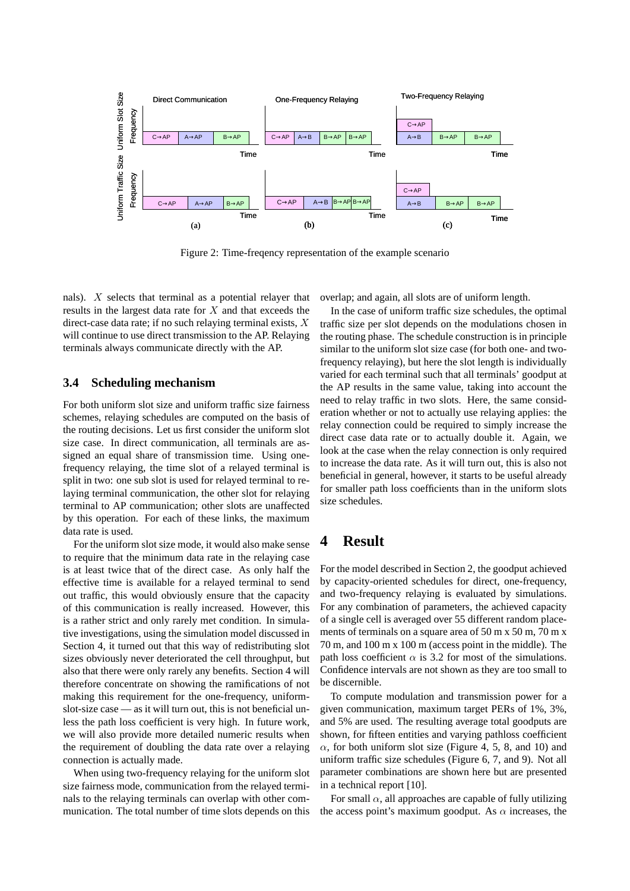Figure 2: Time-freqency representation of the example scenario

nals). $X$ selects that terminal as a potential relayer that results in the largest data rate for $X$ and that exceeds the direct-case data rate; if no such relaying terminal exists, $X$ will continue to use direct transmission to the AP. Relaying terminals always communicate directly with the AP.

### 3.4 Scheduling mechanism

For both uniform slot size and uniform traffic size fairness schemes, relaying schedules are computed on the basis of the routing decisions. Let us first consider the uniform slot size case. In direct communication, all terminals are assigned an equal share of transmission time. Using one-frequency relaying, the time slot of a relayed terminal is split in two: one sub slot is used for relayed terminal to relaying terminal communication, the other slot for relaying terminal to AP communication; other slots are unaffected by this operation. For each of these links, the maximum data rate is used.

For the uniform slot size mode, it would also make sense to require that the minimum data rate in the relaying case is at least twice that of the direct case. As only half the effective time is available for a relayed terminal to send out traffic, this would obviously ensure that the capacity of this communication is really increased. However, this is a rather strict and only rarely met condition. In simulative investigations, using the simulation model discussed in Section 4, it turned out that this way of redistributing slot sizes obviously never deteriorated the cell throughput, but also that there were only rarely any benefits. Section 4 will therefore concentrate on showing the ramifications of not making this requirement for the one-frequency, uniform-slot-size case — as it will turn out, this is not beneficial unless the path loss coefficient is very high. In future work, we will also provide more detailed numeric results when the requirement of doubling the data rate over a relaying connection is actually made.

When using two-frequency relaying for the uniform slot size fairness mode, communication from the relayed terminals to the relaying terminals can overlap with other communication. The total number of time slots depends on this overlap; and again, all slots are of uniform length.

In the case of uniform traffic size schedules, the optimal traffic size per slot depends on the modulations chosen in the routing phase. The schedule construction is in principle similar to the uniform slot size case (for both one- and two-frequency relaying), but here the slot length is individually varied for each terminal such that all terminals' goodput at the AP results in the same value, taking into account the need to relay traffic in two slots. Here, the same consideration whether or not to actually use relaying applies: the relay connection could be required to simply increase the direct case data rate or to actually double it. Again, we look at the case when the relay connection is only required to increase the data rate. As it will turn out, this is also not beneficial in general, however, it starts to be useful already for smaller path loss coefficients than in the uniform slots size schedules.

## 4 Result

For the model described in Section 2, the goodput achieved by capacity-oriented schedules for direct, one-frequency, and two-frequency relaying is evaluated by simulations. For any combination of parameters, the achieved capacity of a single cell is averaged over 55 different random placements of terminals on a square area of 50 m x 50 m, 70 m x 70 m, and 100 m x 100 m (access point in the middle). The path loss coefficient $\alpha$ is 3.2 for most of the simulations. Confidence intervals are not shown as they are too small to be discernible.

To compute modulation and transmission power for a given communication, maximum target PERs of 1%, 3%, and 5% are used. The resulting average total goodputs are shown, for fifteen entities and varying pathloss coefficient $\alpha$, for both uniform slot size (Figure 4, 5, 8, and 10) and uniform traffic size schedules (Figure 6, 7, and 9). Not all parameter combinations are shown here but are presented in a technical report [10].

For small $\alpha$, all approaches are capable of fully utilizing the access point's maximum goodput. As $\alpha$ increases, the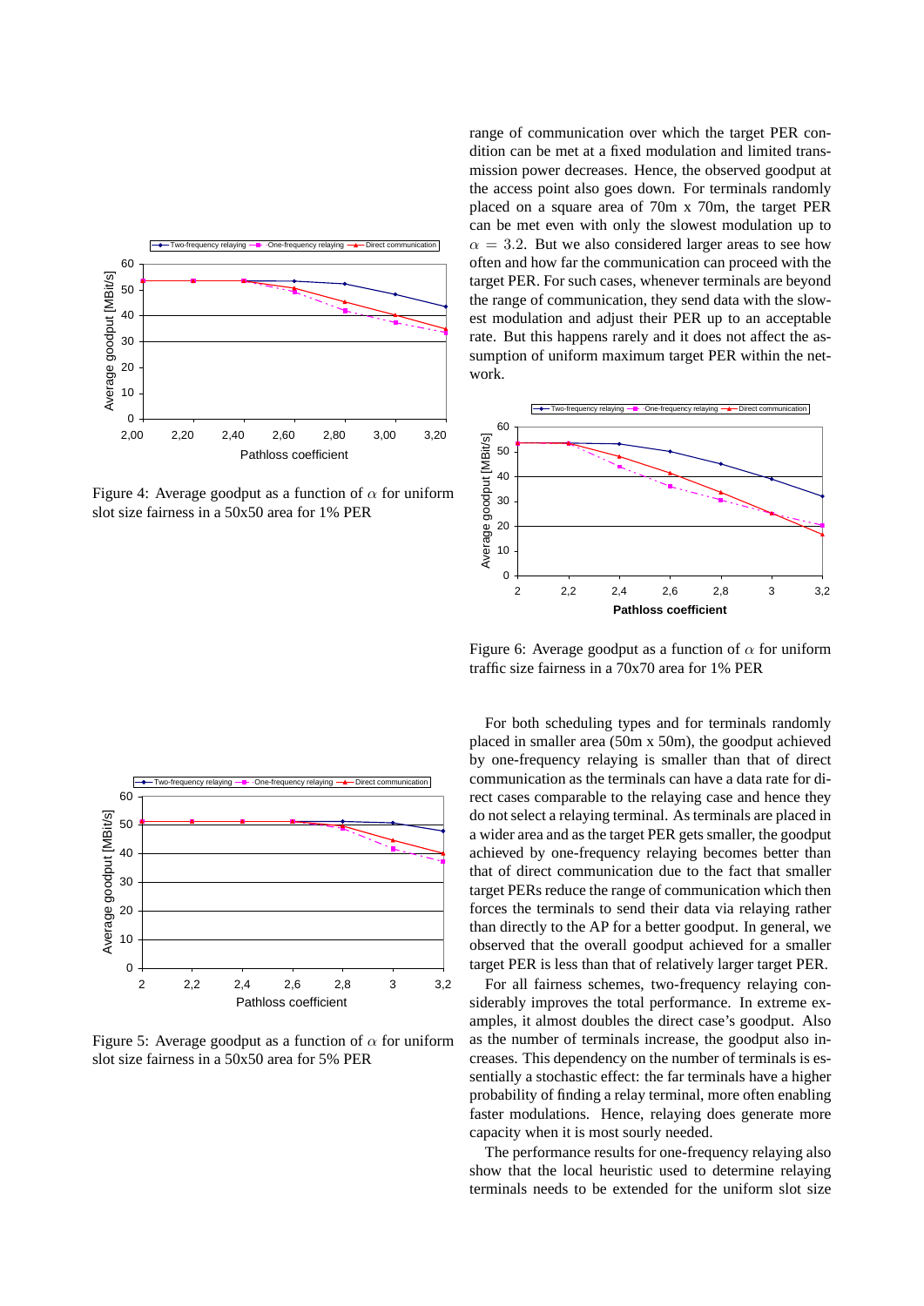Figure 4: Average goodput as a function of $\alpha$ for uniform slot size fairness in a 50x50 area for 1% PER

Figure 5: Average goodput as a function of $\alpha$ for uniform slot size fairness in a 50x50 area for 5% PER

range of communication over which the target PER condition can be met at a fixed modulation and limited transmission power decreases. Hence, the observed goodput at the access point also goes down. For terminals randomly placed on a square area of 70m x 70m, the target PER can be met even with only the slowest modulation up to $\alpha = 3.2$. But we also considered larger areas to see how often and how far the communication can proceed with the target PER. For such cases, whenever terminals are beyond the range of communication, they send data with the slowest modulation and adjust their PER up to an acceptable rate. But this happens rarely and it does not affect the assumption of uniform maximum target PER within the network.

Figure 6: Average goodput as a function of $\alpha$ for uniform traffic size fairness in a 70x70 area for 1% PER

For both scheduling types and for terminals randomly placed in smaller area (50m x 50m), the goodput achieved by one-frequency relaying is smaller than that of direct communication as the terminals can have a data rate for direct cases comparable to the relaying case and hence they do not select a relaying terminal. As terminals are placed in a wider area and as the target PER gets smaller, the goodput achieved by one-frequency relaying becomes better than that of direct communication due to the fact that smaller target PERs reduce the range of communication which then forces the terminals to send their data via relaying rather than directly to the AP for a better goodput. In general, we observed that the overall goodput achieved for a smaller target PER is less than that of relatively larger target PER.

For all fairness schemes, two-frequency relaying considerably improves the total performance. In extreme examples, it almost doubles the direct case's goodput. Also as the number of terminals increase, the goodput also increases. This dependency on the number of terminals is essentially a stochastic effect: the far terminals have a higher probability of finding a relay terminal, more often enabling faster modulations. Hence, relaying does generate more capacity when it is most sourly needed.

The performance results for one-frequency relaying also show that the local heuristic used to determine relaying terminals needs to be extended for the uniform slot size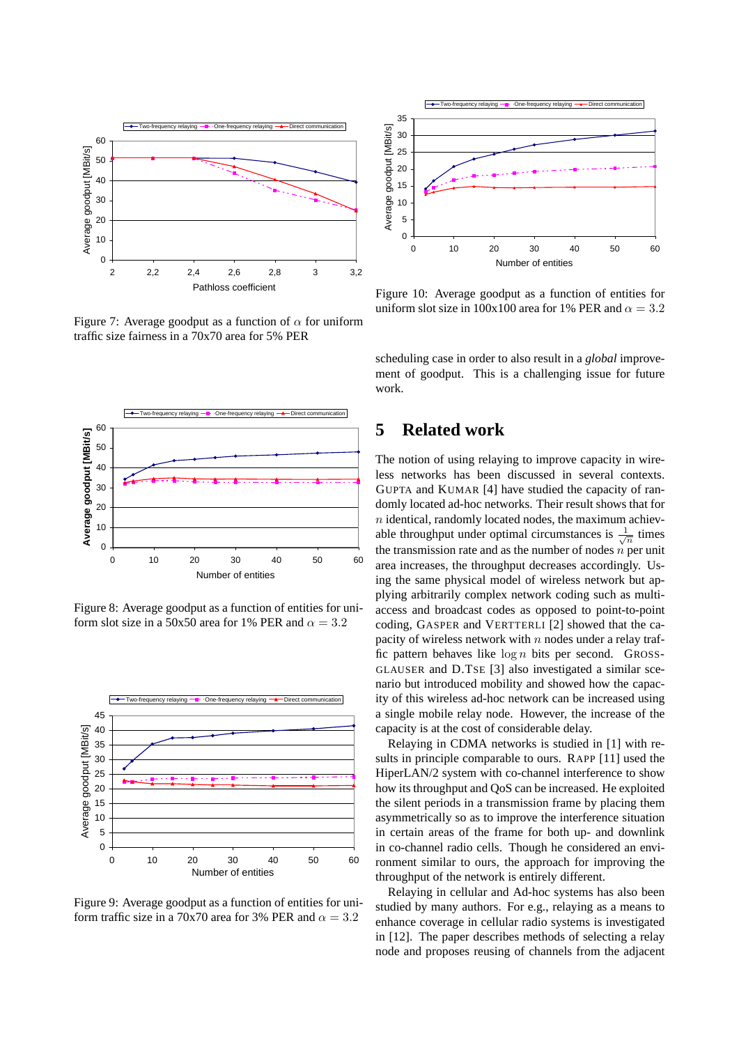Figure 7: Average goodput as a function of $\alpha$ for uniform traffic size fairness in a 70x70 area for 5% PER

Figure 8: Average goodput as a function of entities for uniform slot size in a 50x50 area for 1% PER and $\alpha = 3.2$

Figure 9: Average goodput as a function of entities for uniform traffic size in a 70x70 area for 3% PER and $\alpha = 3.2$

Figure 10: Average goodput as a function of entities for uniform slot size in 100x100 area for 1% PER and $\alpha = 3.2$

scheduling case in order to also result in a *global* improvement of goodput. This is a challenging issue for future work.

## 5 Related work

The notion of using relaying to improve capacity in wireless networks has been discussed in several contexts. GUPTA and KUMAR [4] have studied the capacity of randomly located ad-hoc networks. Their result shows that for $n$ identical, randomly located nodes, the maximum achievable throughput under optimal circumstances is $\frac{1}{\sqrt{n}}$ times the transmission rate and as the number of nodes $n$ per unit area increases, the throughput decreases accordingly. Using the same physical model of wireless network but applying arbitrarily complex network coding such as multi-access and broadcast codes as opposed to point-to-point coding, GASPER and VERTTERLI [2] showed that the capacity of wireless network with $n$ nodes under a relay traffic pattern behaves like $\log n$ bits per second. GROSSGLAUSER and D.TSE [3] also investigated a similar scenario but introduced mobility and showed how the capacity of this wireless ad-hoc network can be increased using a single mobile relay node. However, the increase of the capacity is at the cost of considerable delay.

Relaying in CDMA networks is studied in [1] with results in principle comparable to ours. RAPP [11] used the HiperLAN/2 system with co-channel interference to show how its throughput and QoS can be increased. He exploited the silent periods in a transmission frame by placing them asymmetrically so as to improve the interference situation in certain areas of the frame for both up- and downlink in co-channel radio cells. Though he considered an environment similar to ours, the approach for improving the throughput of the network is entirely different.

Relaying in cellular and Ad-hoc systems has also been studied by many authors. For e.g., relaying as a means to enhance coverage in cellular radio systems is investigated in [12]. The paper describes methods of selecting a relay node and proposes reusing of channels from the adjacent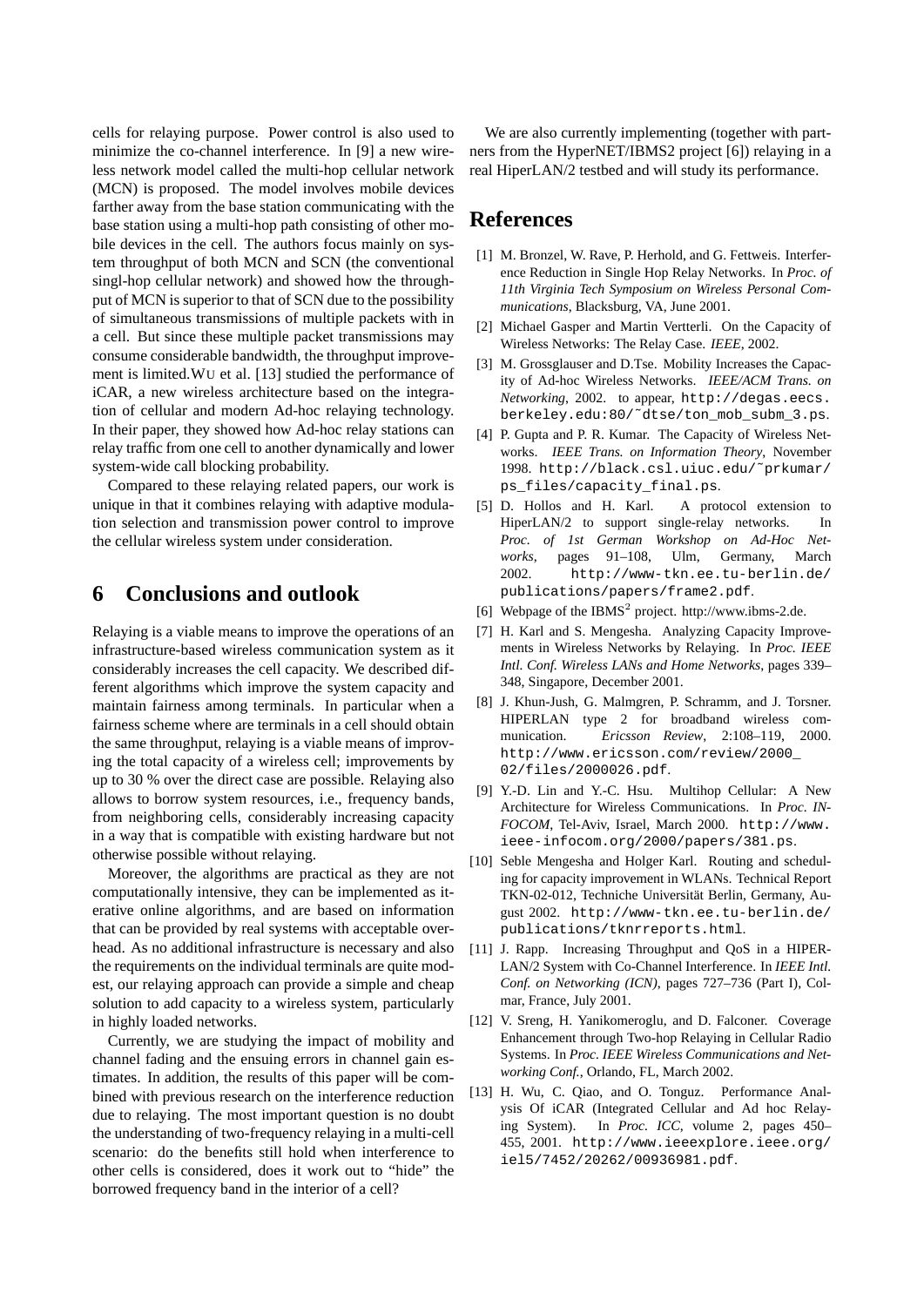cells for relaying purpose. Power control is also used to minimize the co-channel interference. In [9] a new wireless network model called the multi-hop cellular network (MCN) is proposed. The model involves mobile devices farther away from the base station communicating with the base station using a multi-hop path consisting of other mobile devices in the cell. The authors focus mainly on system throughput of both MCN and SCN (the conventional singl-hop cellular network) and showed how the throughput of MCN is superior to that of SCN due to the possibility of simultaneous transmissions of multiple packets with in a cell. But since these multiple packet transmissions may consume considerable bandwidth, the throughput improvement is limited.WU et al. [13] studied the performance of iCAR, a new wireless architecture based on the integration of cellular and modern Ad-hoc relaying technology. In their paper, they showed how Ad-hoc relay stations can relay traffic from one cell to another dynamically and lower system-wide call blocking probability.

Compared to these relaying related papers, our work is unique in that it combines relaying with adaptive modulation selection and transmission power control to improve the cellular wireless system under consideration.

# 6 Conclusions and outlook

Relaying is a viable means to improve the operations of an infrastructure-based wireless communication system as it considerably increases the cell capacity. We described different algorithms which improve the system capacity and maintain fairness among terminals. In particular when a fairness scheme where are terminals in a cell should obtain the same throughput, relaying is a viable means of improving the total capacity of a wireless cell; improvements by up to 30 % over the direct case are possible. Relaying also allows to borrow system resources, i.e., frequency bands, from neighboring cells, considerably increasing capacity in a way that is compatible with existing hardware but not otherwise possible without relaying.

Moreover, the algorithms are practical as they are not computationally intensive, they can be implemented as iterative online algorithms, and are based on information that can be provided by real systems with acceptable overhead. As no additional infrastructure is necessary and also the requirements on the individual terminals are quite modest, our relaying approach can provide a simple and cheap solution to add capacity to a wireless system, particularly in highly loaded networks.

Currently, we are studying the impact of mobility and channel fading and the ensuing errors in channel gain estimates. In addition, the results of this paper will be combined with previous research on the interference reduction due to relaying. The most important question is no doubt the understanding of two-frequency relaying in a multi-cell scenario: do the benefits still hold when interference to other cells is considered, does it work out to "hide" the borrowed frequency band in the interior of a cell?

We are also currently implementing (together with partners from the HyperNET/IBMS2 project [6]) relaying in a real HiperLAN/2 testbed and will study its performance.

# References

[1] M. Bronzel, W. Rave, P. Herhold, and G. Fettweis. Interference Reduction in Single Hop Relay Networks. In *Proc. of 11th Virginia Tech Symposium on Wireless Personal Communications*, Blacksburg, VA, June 2001.

[2] Michael Gasper and Martin Vertterli. On the Capacity of Wireless Networks: The Relay Case. *IEEE*, 2002.

[3] M. Grossglauser and D.Tse. Mobility Increases the Capacity of Ad-hoc Wireless Networks. *IEEE/ACM Trans. on Networking*, 2002. to appear, http://degas.eecs.berkeley.edu:80/~dtse/ton_mob_subm_3.ps.

[4] P. Gupta and P. R. Kumar. The Capacity of Wireless Networks. *IEEE Trans. on Information Theory*, November 1998. http://black.csl.uiuc.edu/~prkumar/ps_files/capacity_final.ps.

[5] D. Hollos and H. Karl. A protocol extension to HiperLAN/2 to support single-relay networks. In *Proc. of 1st German Workshop on Ad-Hoc Networks*, pages 91–108, Ulm, Germany, March 2002. http://www-tkn.ee.tu-berlin.de/publications/papers/frame2.pdf.

[6] Webpage of the IBMS$^2$ project. http://www.ibms-2.de.

[7] H. Karl and S. Mengesha. Analyzing Capacity Improvements in Wireless Networks by Relaying. In *Proc. IEEE Intl. Conf. Wireless LANs and Home Networks*, pages 339–348, Singapore, December 2001.

[8] J. Khun-Jush, G. Malmgren, P. Schramm, and J. Torsner. HIPERLAN type 2 for broadband wireless communication. *Ericsson Review*, 2:108–119, 2000. http://www.ericsson.com/review/2000_02/files/2000026.pdf.

[9] Y.-D. Lin and Y.-C. Hsu. Multihop Cellular: A New Architecture for Wireless Communications. In *Proc. INFOCOM*, Tel-Aviv, Israel, March 2000. http://www.ieee-infocom.org/2000/papers/381.ps.

[10] Seble Mengesha and Holger Karl. Routing and scheduling for capacity improvement in WLANs. Technical Report TKN-02-012, Techniche Universität Berlin, Germany, August 2002. http://www-tkn.ee.tu-berlin.de/publications/tknrreports.html.

[11] J. Rapp. Increasing Throughput and QoS in a HIPERLAN/2 System with Co-Channel Interference. In *IEEE Intl. Conf. on Networking (ICN)*, pages 727–736 (Part I), Colmar, France, July 2001.

[12] V. Sreng, H. Yanikomeroglu, and D. Falconer. Coverage Enhancement through Two-hop Relaying in Cellular Radio Systems. In *Proc. IEEE Wireless Communications and Networking Conf.*, Orlando, FL, March 2002.

[13] H. Wu, C. Qiao, and O. Tonguz. Performance Analysis Of iCAR (Integrated Cellular and Ad hoc Relaying System). In *Proc. ICC*, volume 2, pages 450–455, 2001. http://www.ieeexplore.ieee.org/iel5/7452/20262/00936981.pdf.